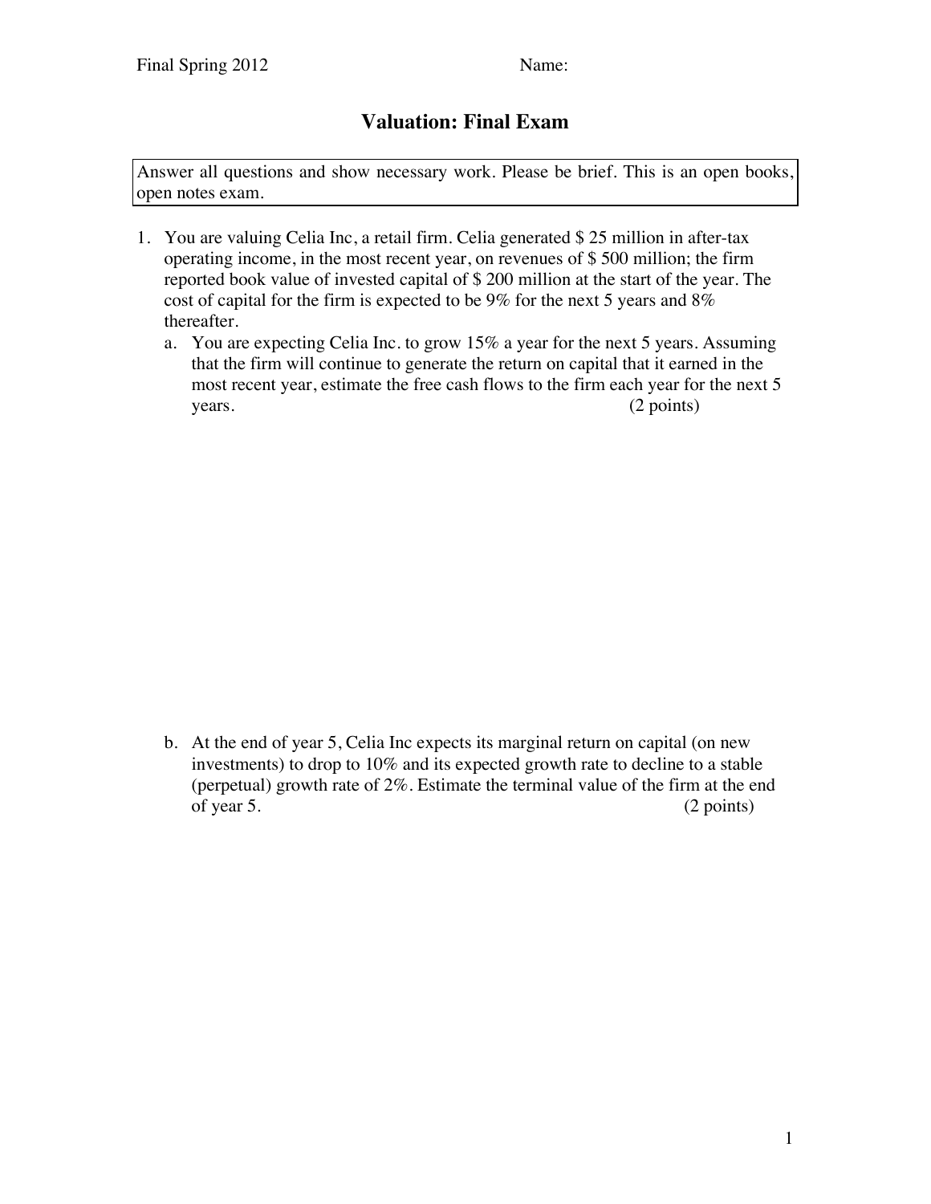Final Spring 2012 Name:

# Valuation: Final Exam

Answer all questions and show necessary work. Please be brief. This is an open books, open notes exam.

1. You are valuing Celia Inc, a retail firm. Celia generated $ 25 million in after-tax operating income, in the most recent year, on revenues of $ 500 million; the firm reported book value of invested capital of $ 200 million at the start of the year. The cost of capital for the firm is expected to be 9% for the next 5 years and 8% thereafter.
   a. You are expecting Celia Inc. to grow 15% a year for the next 5 years. Assuming that the firm will continue to generate the return on capital that it earned in the most recent year, estimate the free cash flows to the firm each year for the next 5 years. (2 points)

   b. At the end of year 5, Celia Inc expects its marginal return on capital (on new investments) to drop to 10% and its expected growth rate to decline to a stable (perpetual) growth rate of 2%. Estimate the terminal value of the firm at the end of year 5. (2 points)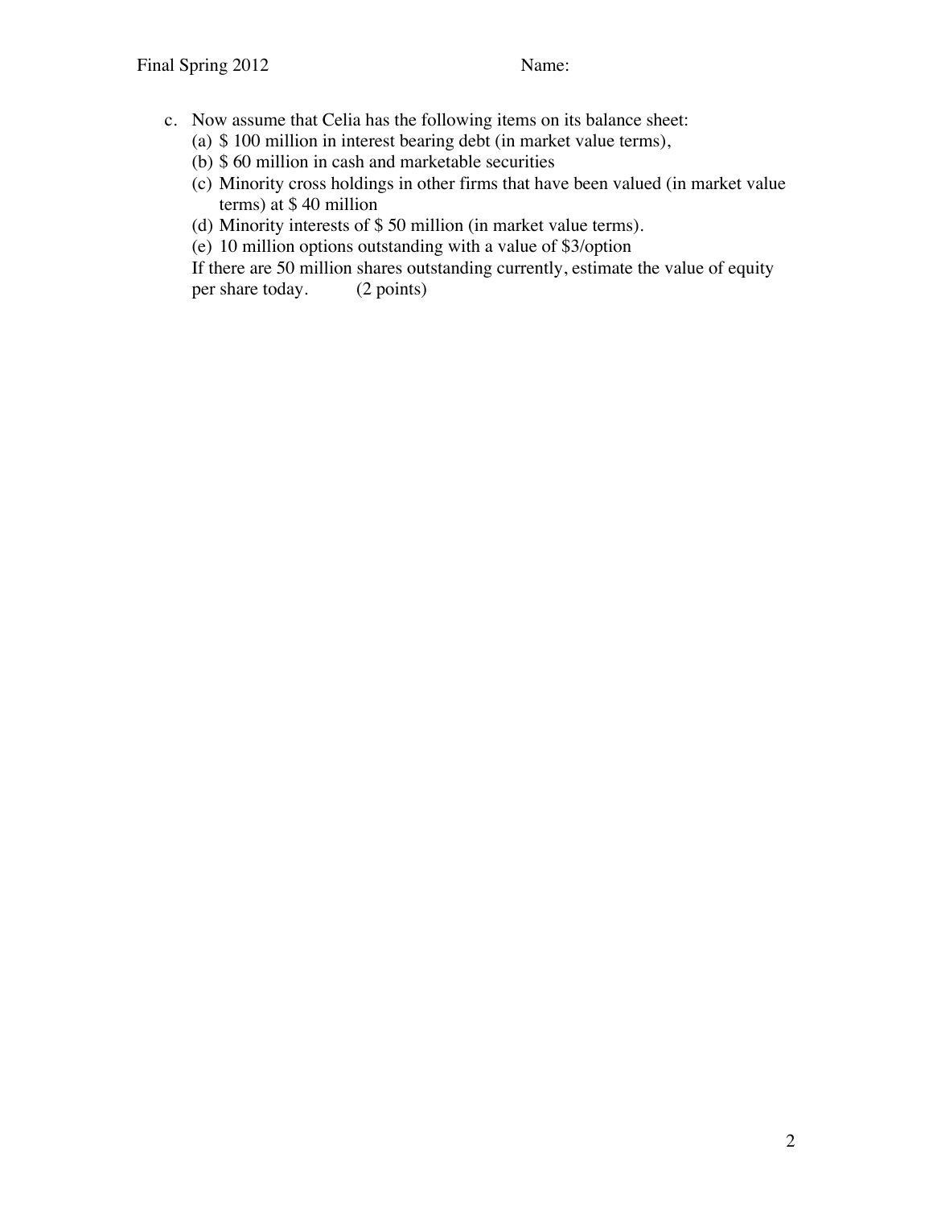c. Now assume that Celia has the following items on its balance sheet:
   (a) $ 100 million in interest bearing debt (in market value terms),
   (b) $ 60 million in cash and marketable securities
   (c) Minority cross holdings in other firms that have been valued (in market value terms) at $ 40 million
   (d) Minority interests of $ 50 million (in market value terms).
   (e) 10 million options outstanding with a value of $3/option

   If there are 50 million shares outstanding currently, estimate the value of equity per share today. (2 points)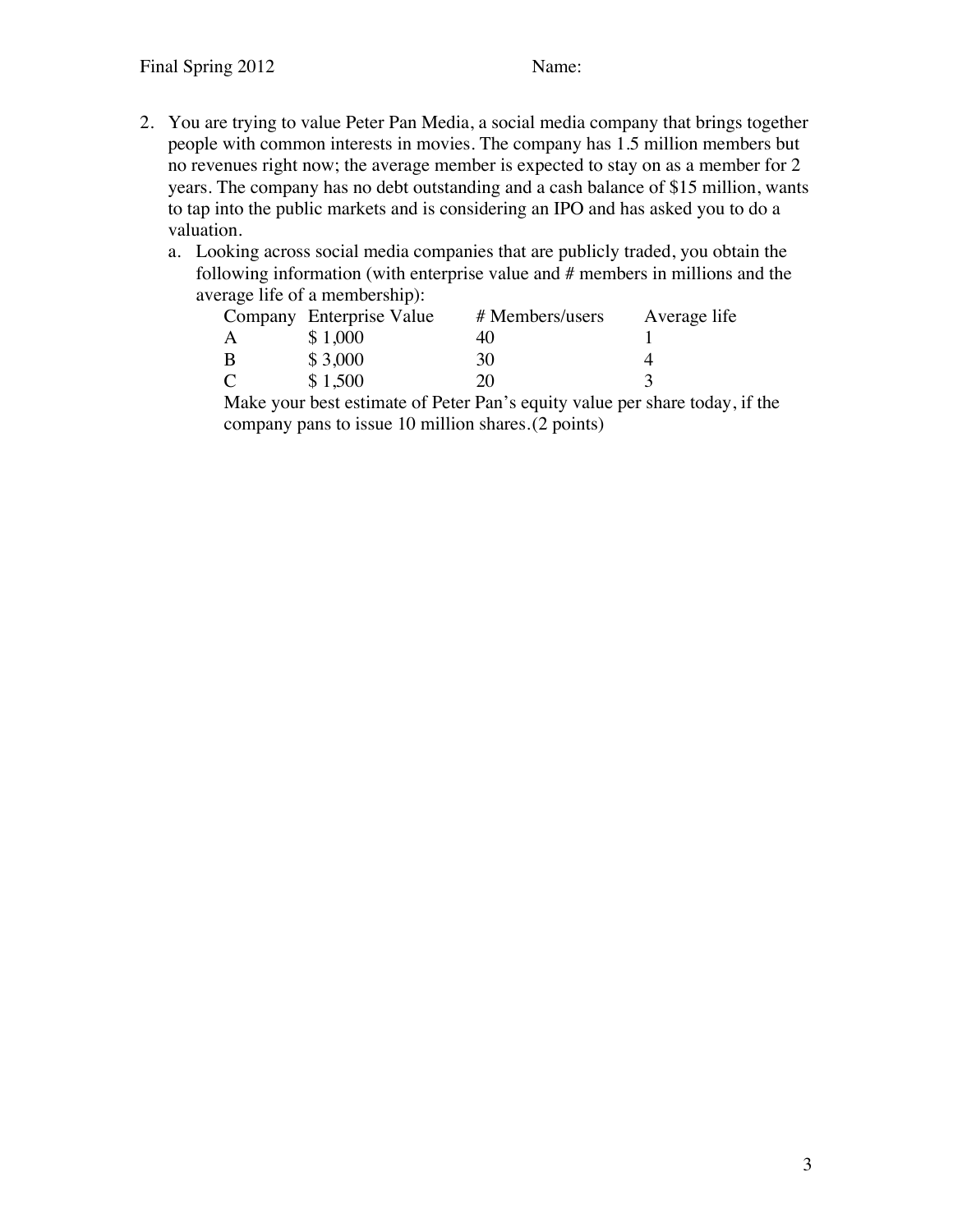2. You are trying to value Peter Pan Media, a social media company that brings together people with common interests in movies. The company has 1.5 million members but no revenues right now; the average member is expected to stay on as a member for 2 years. The company has no debt outstanding and a cash balance of $15 million, wants to tap into the public markets and is considering an IPO and has asked you to do a valuation.

   a. Looking across social media companies that are publicly traded, you obtain the following information (with enterprise value and # members in millions and the average life of a membership):

      | Company | Enterprise Value | # Members/users | Average life |
      |---|---|---|---|
      | A | $ 1,000 | 40 | 1 |
      | B | $ 3,000 | 30 | 4 |
      | C | $ 1,500 | 20 | 3 |

      Make your best estimate of Peter Pan's equity value per share today, if the company pans to issue 10 million shares.(2 points)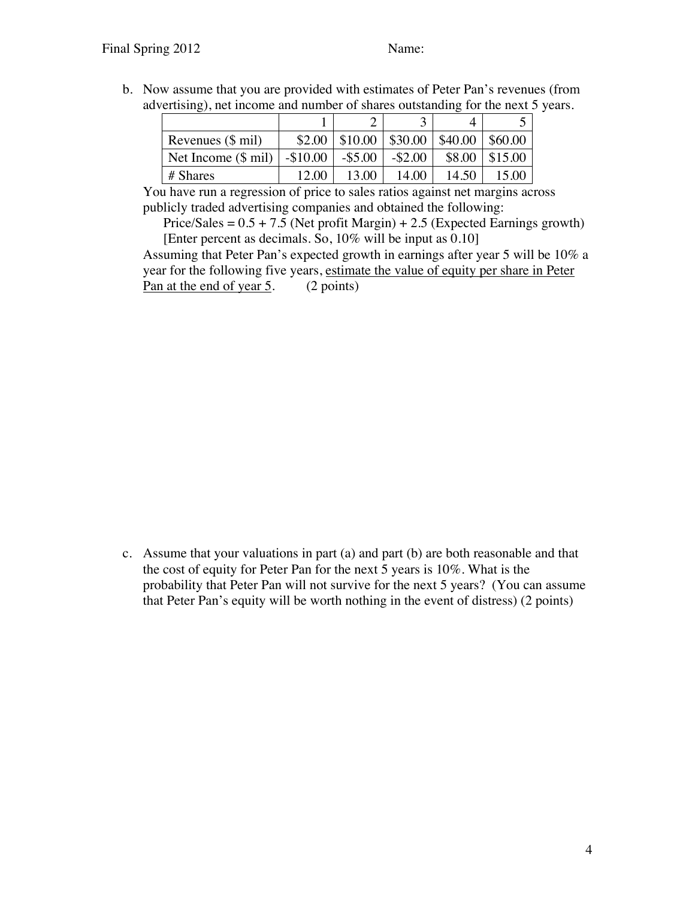b. Now assume that you are provided with estimates of Peter Pan's revenues (from advertising), net income and number of shares outstanding for the next 5 years.

| | 1 | 2 | 3 | 4 | 5 |
|---|---|---|---|---|---|
| Revenues ($ mil) | $2.00 | $10.00 | $30.00 | $40.00 | $60.00 |
| Net Income ($ mil) | -$10.00 | -$5.00 | -$2.00 | $8.00 | $15.00 |
| # Shares | 12.00 | 13.00 | 14.00 | 14.50 | 15.00 |

You have run a regression of price to sales ratios against net margins across publicly traded advertising companies and obtained the following:

Price/Sales = 0.5 + 7.5 (Net profit Margin) + 2.5 (Expected Earnings growth)
[Enter percent as decimals. So, 10% will be input as 0.10]

Assuming that Peter Pan's expected growth in earnings after year 5 will be 10% a year for the following five years, <u>estimate the value of equity per share in Peter Pan at the end of year 5</u>. (2 points)

c. Assume that your valuations in part (a) and part (b) are both reasonable and that the cost of equity for Peter Pan for the next 5 years is 10%. What is the probability that Peter Pan will not survive for the next 5 years? (You can assume that Peter Pan's equity will be worth nothing in the event of distress) (2 points)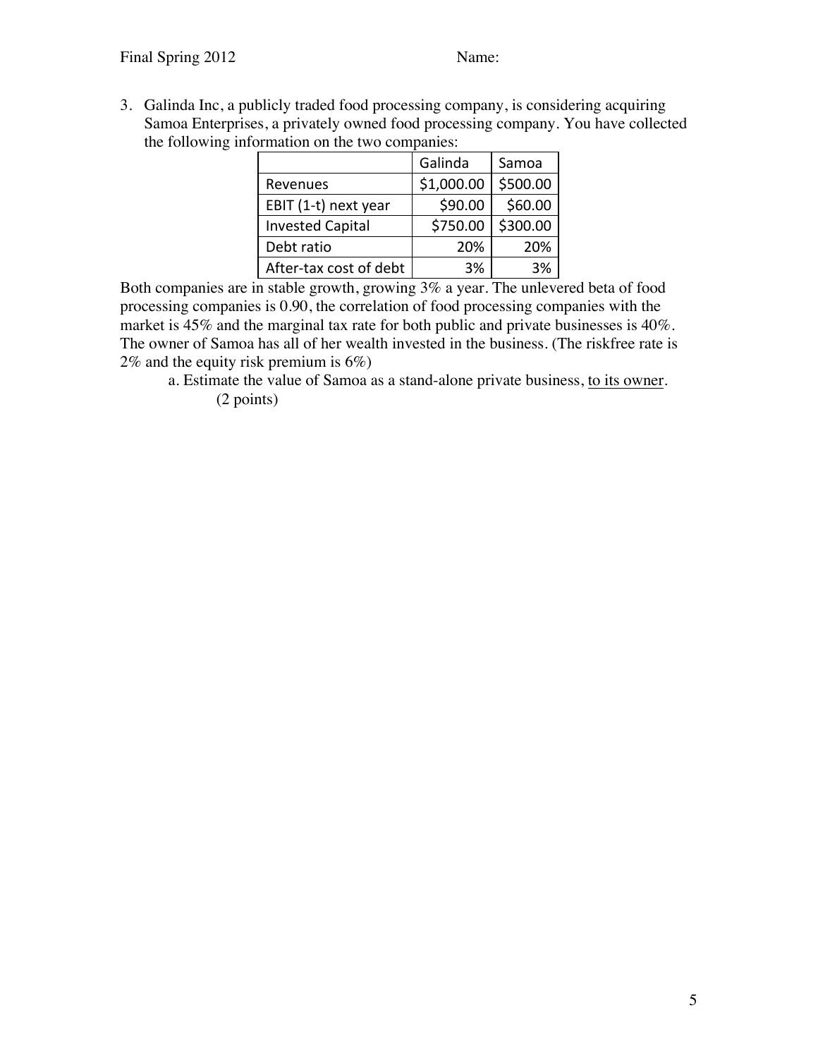3. Galinda Inc, a publicly traded food processing company, is considering acquiring Samoa Enterprises, a privately owned food processing company. You have collected the following information on the two companies:

| | Galinda | Samoa |
|---|---|---|
| Revenues | $1,000.00 | $500.00 |
| EBIT (1-t) next year | $90.00 | $60.00 |
| Invested Capital | $750.00 | $300.00 |
| Debt ratio | 20% | 20% |
| After-tax cost of debt | 3% | 3% |

Both companies are in stable growth, growing 3% a year. The unlevered beta of food processing companies is 0.90, the correlation of food processing companies with the market is 45% and the marginal tax rate for both public and private businesses is 40%. The owner of Samoa has all of her wealth invested in the business. (The riskfree rate is 2% and the equity risk premium is 6%)

a. Estimate the value of Samoa as a stand-alone private business, <u>to its owner</u>. (2 points)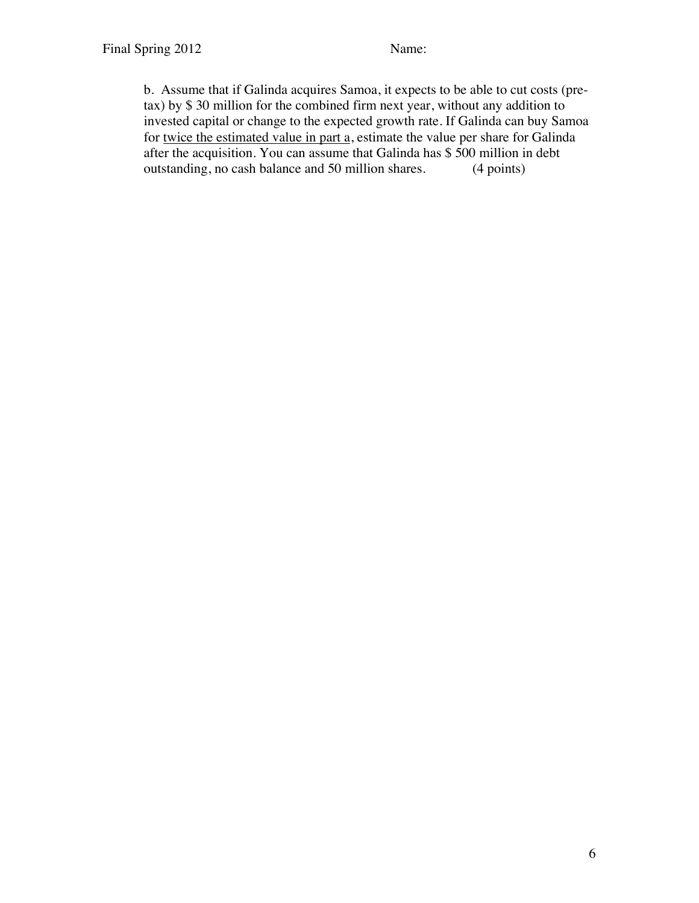b. Assume that if Galinda acquires Samoa, it expects to be able to cut costs (pre-tax) by $ 30 million for the combined firm next year, without any addition to invested capital or change to the expected growth rate. If Galinda can buy Samoa for twice the estimated value in part a, estimate the value per share for Galinda after the acquisition. You can assume that Galinda has $ 500 million in debt outstanding, no cash balance and 50 million shares. (4 points)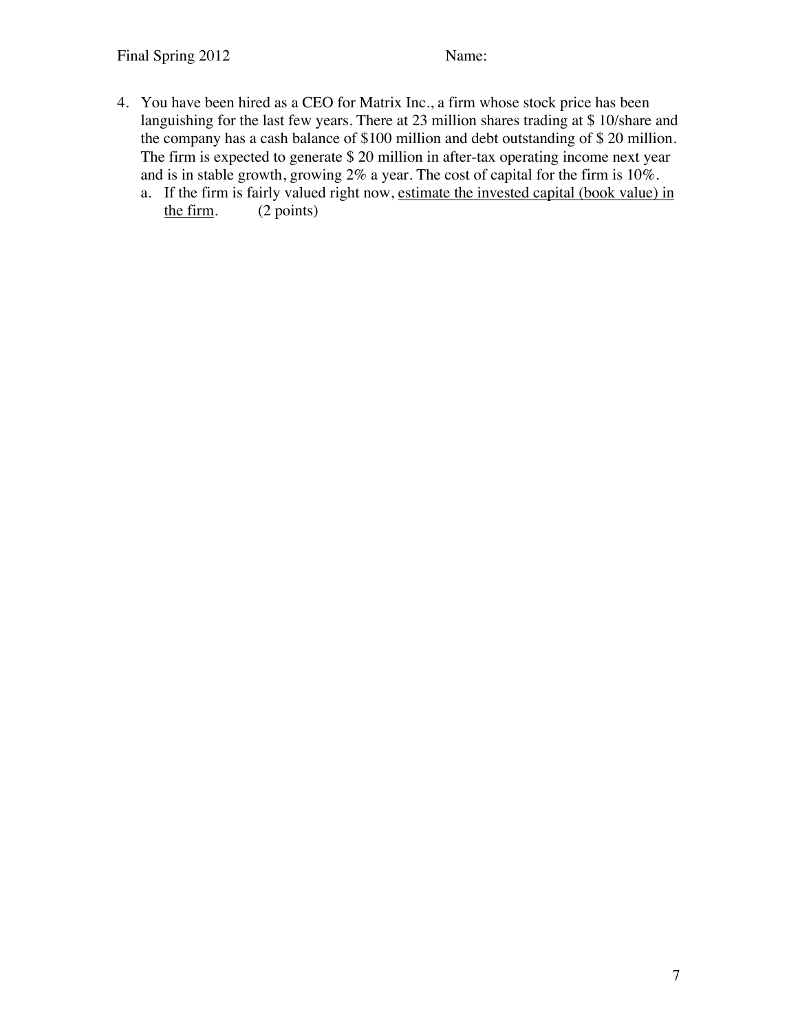4. You have been hired as a CEO for Matrix Inc., a firm whose stock price has been languishing for the last few years. There at 23 million shares trading at $ 10/share and the company has a cash balance of $100 million and debt outstanding of $ 20 million. The firm is expected to generate $ 20 million in after-tax operating income next year and is in stable growth, growing 2% a year. The cost of capital for the firm is 10%.
   a. If the firm is fairly valued right now, <u>estimate the invested capital (book value) in the firm</u>. (2 points)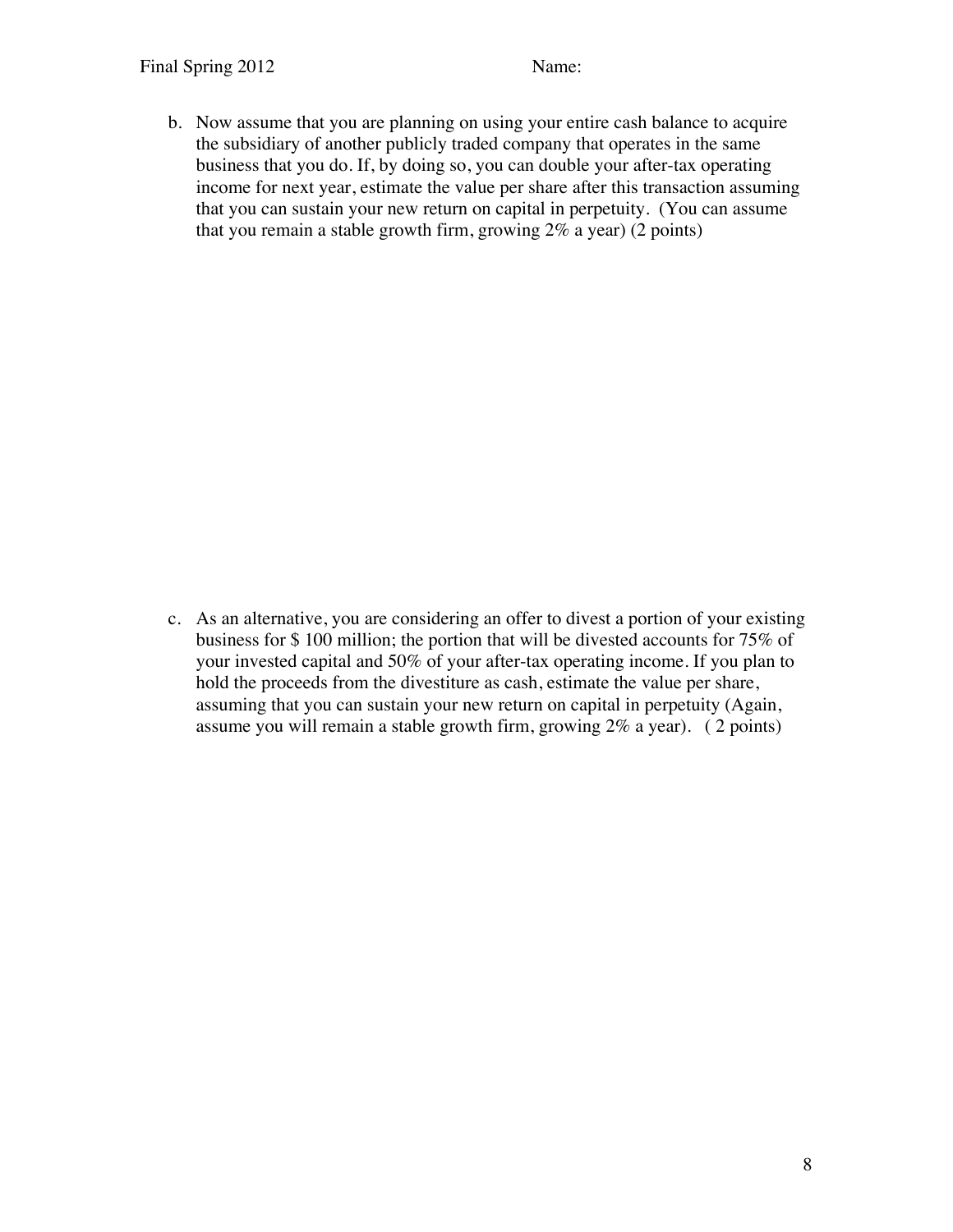b. Now assume that you are planning on using your entire cash balance to acquire the subsidiary of another publicly traded company that operates in the same business that you do. If, by doing so, you can double your after-tax operating income for next year, estimate the value per share after this transaction assuming that you can sustain your new return on capital in perpetuity. (You can assume that you remain a stable growth firm, growing 2% a year) (2 points)

c. As an alternative, you are considering an offer to divest a portion of your existing business for $ 100 million; the portion that will be divested accounts for 75% of your invested capital and 50% of your after-tax operating income. If you plan to hold the proceeds from the divestiture as cash, estimate the value per share, assuming that you can sustain your new return on capital in perpetuity (Again, assume you will remain a stable growth firm, growing 2% a year). ( 2 points)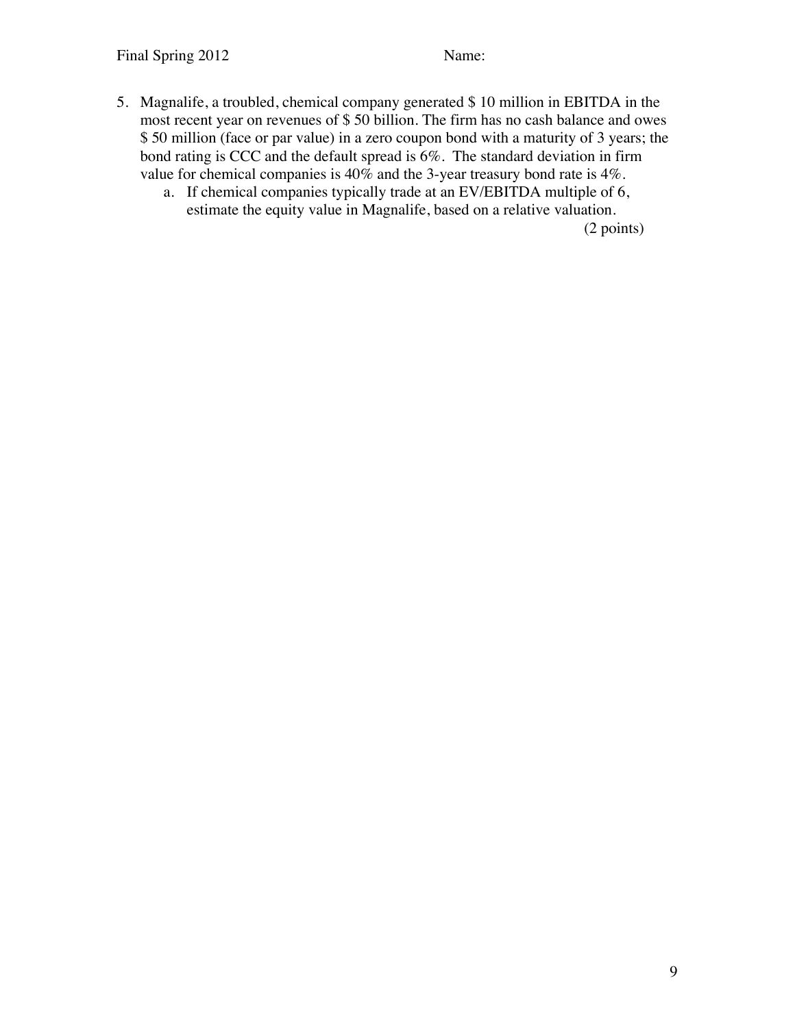5. Magnalife, a troubled, chemical company generated $ 10 million in EBITDA in the most recent year on revenues of $ 50 billion. The firm has no cash balance and owes $ 50 million (face or par value) in a zero coupon bond with a maturity of 3 years; the bond rating is CCC and the default spread is 6%. The standard deviation in firm value for chemical companies is 40% and the 3-year treasury bond rate is 4%.
   a. If chemical companies typically trade at an EV/EBITDA multiple of 6, estimate the equity value in Magnalife, based on a relative valuation.
   (2 points)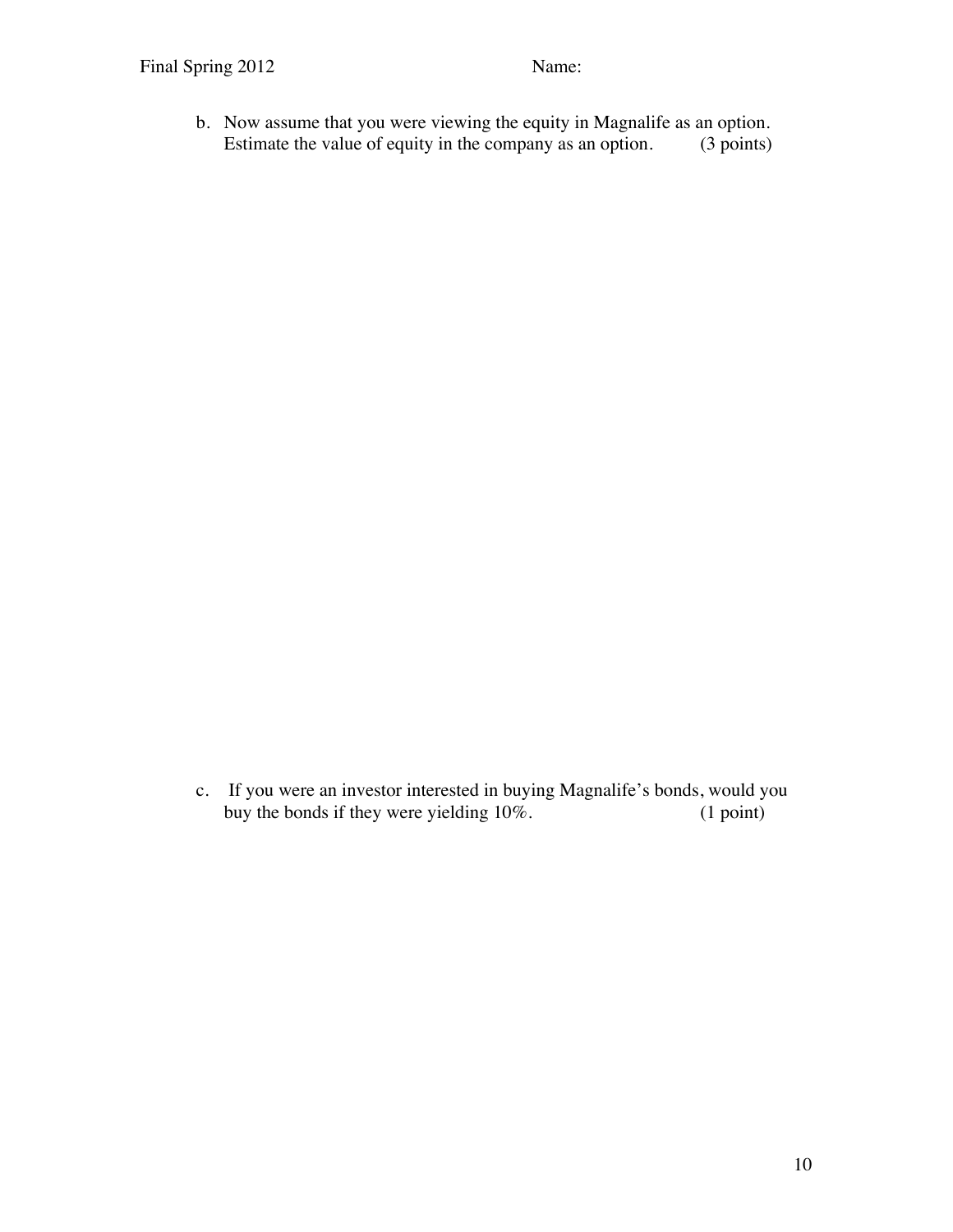b. Now assume that you were viewing the equity in Magnalife as an option. Estimate the value of equity in the company as an option. (3 points)

c. If you were an investor interested in buying Magnalife's bonds, would you buy the bonds if they were yielding 10%. (1 point)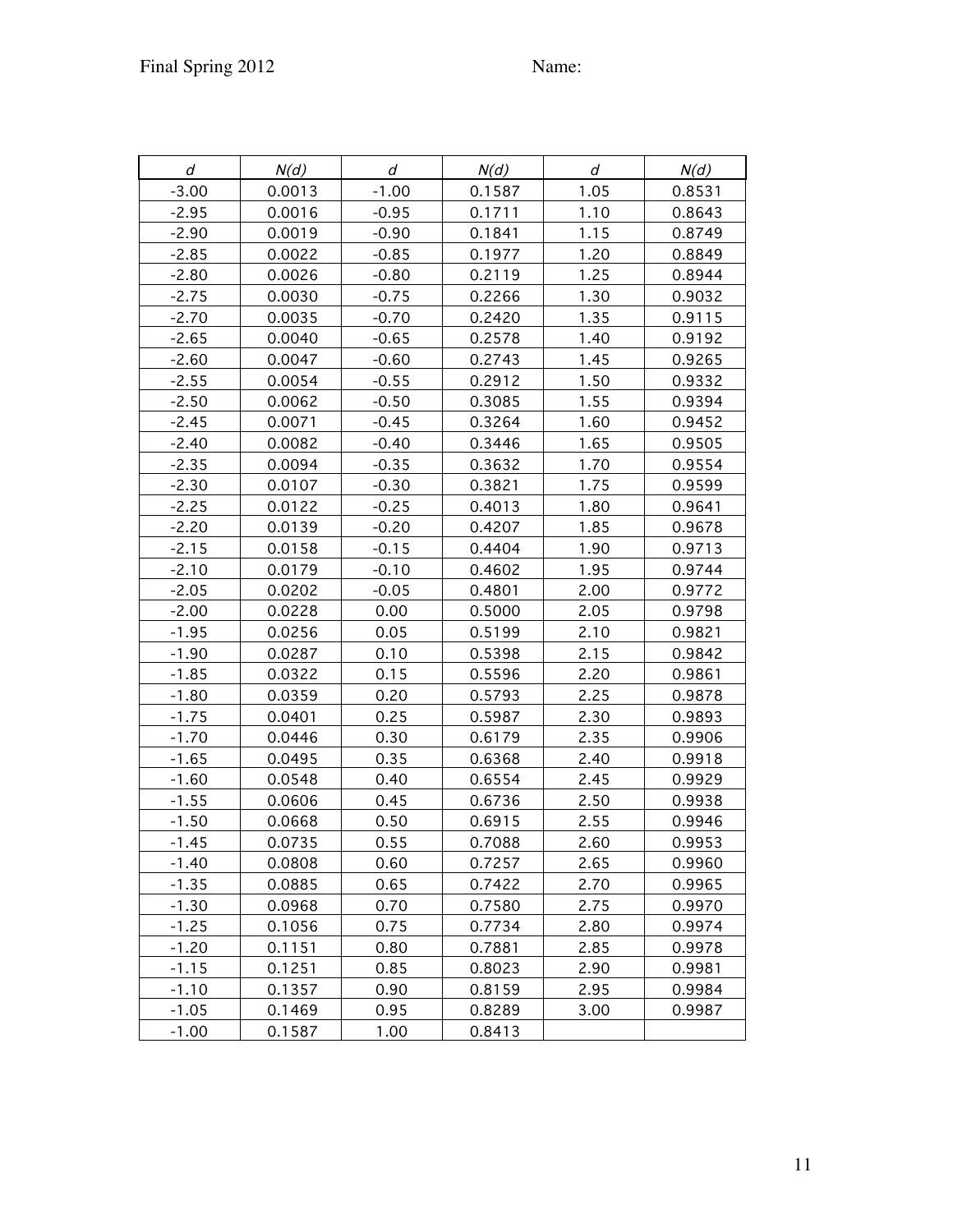| *d* | *N(d)* | *d* | *N(d)* | *d* | *N(d)* |
| --- | --- | --- | --- | --- | --- |
| -3.00 | 0.0013 | -1.00 | 0.1587 | 1.05 | 0.8531 |
| -2.95 | 0.0016 | -0.95 | 0.1711 | 1.10 | 0.8643 |
| -2.90 | 0.0019 | -0.90 | 0.1841 | 1.15 | 0.8749 |
| -2.85 | 0.0022 | -0.85 | 0.1977 | 1.20 | 0.8849 |
| -2.80 | 0.0026 | -0.80 | 0.2119 | 1.25 | 0.8944 |
| -2.75 | 0.0030 | -0.75 | 0.2266 | 1.30 | 0.9032 |
| -2.70 | 0.0035 | -0.70 | 0.2420 | 1.35 | 0.9115 |
| -2.65 | 0.0040 | -0.65 | 0.2578 | 1.40 | 0.9192 |
| -2.60 | 0.0047 | -0.60 | 0.2743 | 1.45 | 0.9265 |
| -2.55 | 0.0054 | -0.55 | 0.2912 | 1.50 | 0.9332 |
| -2.50 | 0.0062 | -0.50 | 0.3085 | 1.55 | 0.9394 |
| -2.45 | 0.0071 | -0.45 | 0.3264 | 1.60 | 0.9452 |
| -2.40 | 0.0082 | -0.40 | 0.3446 | 1.65 | 0.9505 |
| -2.35 | 0.0094 | -0.35 | 0.3632 | 1.70 | 0.9554 |
| -2.30 | 0.0107 | -0.30 | 0.3821 | 1.75 | 0.9599 |
| -2.25 | 0.0122 | -0.25 | 0.4013 | 1.80 | 0.9641 |
| -2.20 | 0.0139 | -0.20 | 0.4207 | 1.85 | 0.9678 |
| -2.15 | 0.0158 | -0.15 | 0.4404 | 1.90 | 0.9713 |
| -2.10 | 0.0179 | -0.10 | 0.4602 | 1.95 | 0.9744 |
| -2.05 | 0.0202 | -0.05 | 0.4801 | 2.00 | 0.9772 |
| -2.00 | 0.0228 | 0.00 | 0.5000 | 2.05 | 0.9798 |
| -1.95 | 0.0256 | 0.05 | 0.5199 | 2.10 | 0.9821 |
| -1.90 | 0.0287 | 0.10 | 0.5398 | 2.15 | 0.9842 |
| -1.85 | 0.0322 | 0.15 | 0.5596 | 2.20 | 0.9861 |
| -1.80 | 0.0359 | 0.20 | 0.5793 | 2.25 | 0.9878 |
| -1.75 | 0.0401 | 0.25 | 0.5987 | 2.30 | 0.9893 |
| -1.70 | 0.0446 | 0.30 | 0.6179 | 2.35 | 0.9906 |
| -1.65 | 0.0495 | 0.35 | 0.6368 | 2.40 | 0.9918 |
| -1.60 | 0.0548 | 0.40 | 0.6554 | 2.45 | 0.9929 |
| -1.55 | 0.0606 | 0.45 | 0.6736 | 2.50 | 0.9938 |
| -1.50 | 0.0668 | 0.50 | 0.6915 | 2.55 | 0.9946 |
| -1.45 | 0.0735 | 0.55 | 0.7088 | 2.60 | 0.9953 |
| -1.40 | 0.0808 | 0.60 | 0.7257 | 2.65 | 0.9960 |
| -1.35 | 0.0885 | 0.65 | 0.7422 | 2.70 | 0.9965 |
| -1.30 | 0.0968 | 0.70 | 0.7580 | 2.75 | 0.9970 |
| -1.25 | 0.1056 | 0.75 | 0.7734 | 2.80 | 0.9974 |
| -1.20 | 0.1151 | 0.80 | 0.7881 | 2.85 | 0.9978 |
| -1.15 | 0.1251 | 0.85 | 0.8023 | 2.90 | 0.9981 |
| -1.10 | 0.1357 | 0.90 | 0.8159 | 2.95 | 0.9984 |
| -1.05 | 0.1469 | 0.95 | 0.8289 | 3.00 | 0.9987 |
| -1.00 | 0.1587 | 1.00 | 0.8413 | | |